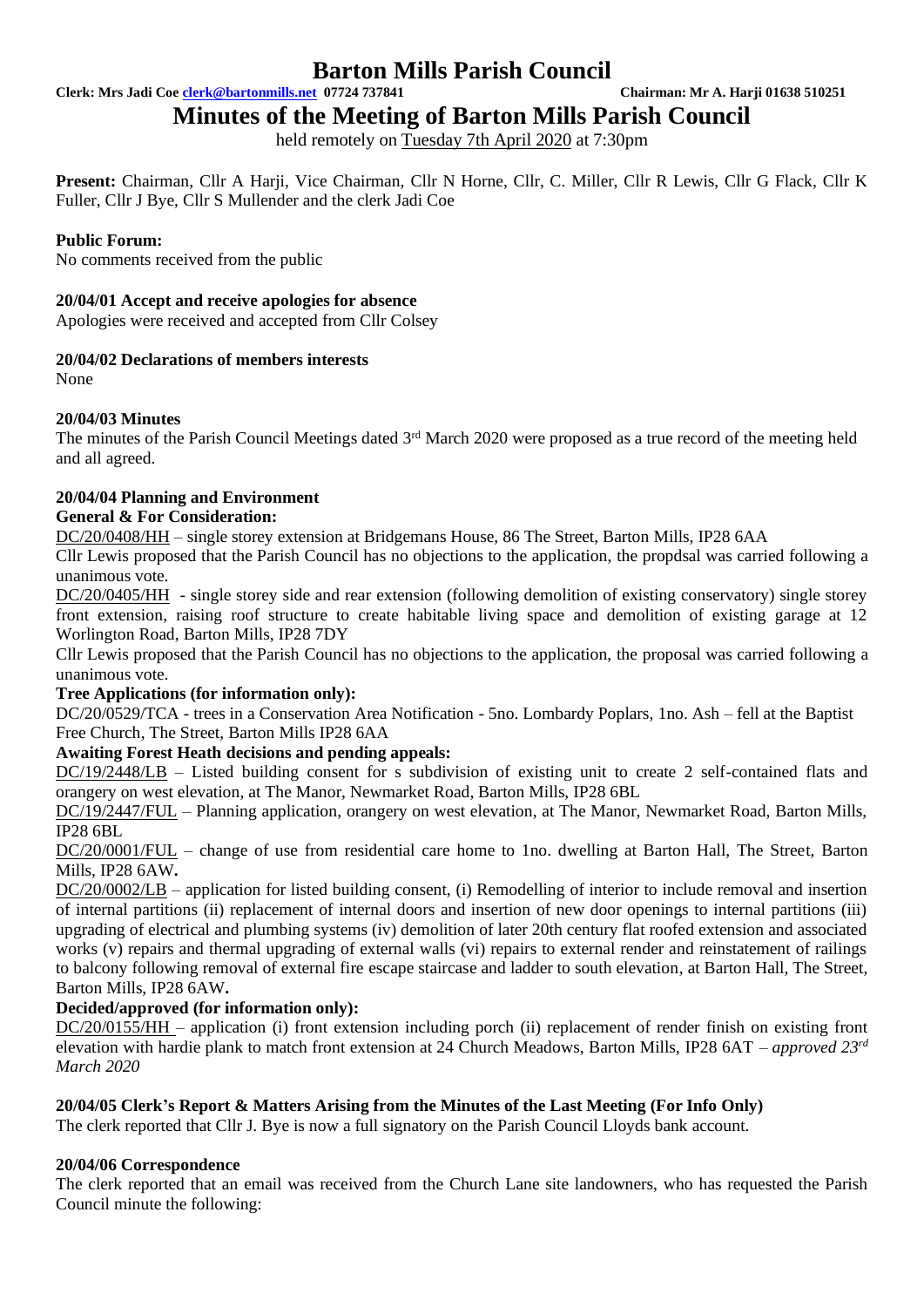# Barton Mills Parish Council

**Clerk: Mrs Jadi Coe clerk@bartonmills.net 07724 737841** **Chairman: Mr A. Harji 01638 510251**

## Minutes of the Meeting of Barton Mills Parish Council

held remotely on Tuesday 7th April 2020 at 7:30pm

**Present:** Chairman, Cllr A Harji, Vice Chairman, Cllr N Horne, Cllr, C. Miller, Cllr R Lewis, Cllr G Flack, Cllr K Fuller, Cllr J Bye, Cllr S Mullender and the clerk Jadi Coe

**Public Forum:**
No comments received from the public

**20/04/01 Accept and receive apologies for absence**
Apologies were received and accepted from Cllr Colsey

**20/04/02 Declarations of members interests**
None

**20/04/03 Minutes**
The minutes of the Parish Council Meetings dated 3rd March 2020 were proposed as a true record of the meeting held and all agreed.

**20/04/04 Planning and Environment**

**General & For Consideration:**

DC/20/0408/HH – single storey extension at Bridgemans House, 86 The Street, Barton Mills, IP28 6AA
Cllr Lewis proposed that the Parish Council has no objections to the application, the propdsal was carried following a unanimous vote.

DC/20/0405/HH - single storey side and rear extension (following demolition of existing conservatory) single storey front extension, raising roof structure to create habitable living space and demolition of existing garage at 12 Worlington Road, Barton Mills, IP28 7DY
Cllr Lewis proposed that the Parish Council has no objections to the application, the proposal was carried following a unanimous vote.

**Tree Applications (for information only):**

DC/20/0529/TCA - trees in a Conservation Area Notification - 5no. Lombardy Poplars, 1no. Ash – fell at the Baptist Free Church, The Street, Barton Mills IP28 6AA

**Awaiting Forest Heath decisions and pending appeals:**

DC/19/2448/LB – Listed building consent for s subdivision of existing unit to create 2 self-contained flats and orangery on west elevation, at The Manor, Newmarket Road, Barton Mills, IP28 6BL

DC/19/2447/FUL – Planning application, orangery on west elevation, at The Manor, Newmarket Road, Barton Mills, IP28 6BL

DC/20/0001/FUL – change of use from residential care home to 1no. dwelling at Barton Hall, The Street, Barton Mills, IP28 6AW.

DC/20/0002/LB – application for listed building consent, (i) Remodelling of interior to include removal and insertion of internal partitions (ii) replacement of internal doors and insertion of new door openings to internal partitions (iii) upgrading of electrical and plumbing systems (iv) demolition of later 20th century flat roofed extension and associated works (v) repairs and thermal upgrading of external walls (vi) repairs to external render and reinstatement of railings to balcony following removal of external fire escape staircase and ladder to south elevation, at Barton Hall, The Street, Barton Mills, IP28 6AW.

**Decided/approved (for information only):**

DC/20/0155/HH – application (i) front extension including porch (ii) replacement of render finish on existing front elevation with hardie plank to match front extension at 24 Church Meadows, Barton Mills, IP28 6AT – *approved 23rd March 2020*

**20/04/05 Clerk's Report & Matters Arising from the Minutes of the Last Meeting (For Info Only)**
The clerk reported that Cllr J. Bye is now a full signatory on the Parish Council Lloyds bank account.

**20/04/06 Correspondence**
The clerk reported that an email was received from the Church Lane site landowners, who has requested the Parish Council minute the following: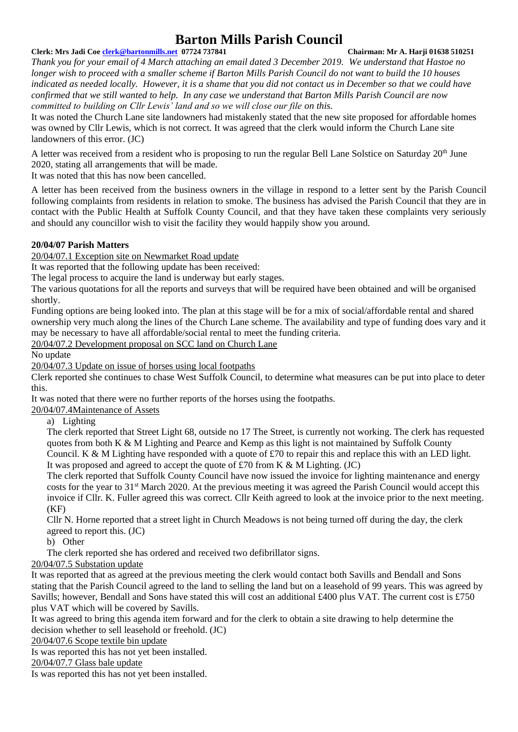# Barton Mills Parish Council

**Clerk: Mrs Jadi Coe clerk@bartonmills.net 07724 737841** **Chairman: Mr A. Harji 01638 510251**

*Thank you for your email of 4 March attaching an email dated 3 December 2019. We understand that Hastoe no longer wish to proceed with a smaller scheme if Barton Mills Parish Council do not want to build the 10 houses indicated as needed locally. However, it is a shame that you did not contact us in December so that we could have confirmed that we still wanted to help. In any case we understand that Barton Mills Parish Council are now committed to building on Cllr Lewis' land and so we will close our file on this.*

It was noted the Church Lane site landowners had mistakenly stated that the new site proposed for affordable homes was owned by Cllr Lewis, which is not correct. It was agreed that the clerk would inform the Church Lane site landowners of this error. (JC)

A letter was received from a resident who is proposing to run the regular Bell Lane Solstice on Saturday 20th June 2020, stating all arrangements that will be made.

It was noted that this has now been cancelled.

A letter has been received from the business owners in the village in respond to a letter sent by the Parish Council following complaints from residents in relation to smoke. The business has advised the Parish Council that they are in contact with the Public Health at Suffolk County Council, and that they have taken these complaints very seriously and should any councillor wish to visit the facility they would happily show you around.

**20/04/07 Parish Matters**

20/04/07.1 Exception site on Newmarket Road update

It was reported that the following update has been received:

The legal process to acquire the land is underway but early stages.

The various quotations for all the reports and surveys that will be required have been obtained and will be organised shortly.

Funding options are being looked into. The plan at this stage will be for a mix of social/affordable rental and shared ownership very much along the lines of the Church Lane scheme. The availability and type of funding does vary and it may be necessary to have all affordable/social rental to meet the funding criteria.

20/04/07.2 Development proposal on SCC land on Church Lane

No update

20/04/07.3 Update on issue of horses using local footpaths

Clerk reported she continues to chase West Suffolk Council, to determine what measures can be put into place to deter this.

It was noted that there were no further reports of the horses using the footpaths.

20/04/07.4Maintenance of Assets

a) Lighting

The clerk reported that Street Light 68, outside no 17 The Street, is currently not working. The clerk has requested quotes from both K & M Lighting and Pearce and Kemp as this light is not maintained by Suffolk County Council. K & M Lighting have responded with a quote of £70 to repair this and replace this with an LED light. It was proposed and agreed to accept the quote of £70 from K & M Lighting. (JC)

The clerk reported that Suffolk County Council have now issued the invoice for lighting maintenance and energy costs for the year to 31st March 2020. At the previous meeting it was agreed the Parish Council would accept this invoice if Cllr. K. Fuller agreed this was correct. Cllr Keith agreed to look at the invoice prior to the next meeting. (KF)

Cllr N. Horne reported that a street light in Church Meadows is not being turned off during the day, the clerk agreed to report this. (JC)

b) Other

The clerk reported she has ordered and received two defibrillator signs.

20/04/07.5 Substation update

It was reported that as agreed at the previous meeting the clerk would contact both Savills and Bendall and Sons stating that the Parish Council agreed to the land to selling the land but on a leasehold of 99 years. This was agreed by Savills; however, Bendall and Sons have stated this will cost an additional £400 plus VAT. The current cost is £750 plus VAT which will be covered by Savills.

It was agreed to bring this agenda item forward and for the clerk to obtain a site drawing to help determine the decision whether to sell leasehold or freehold. (JC)

20/04/07.6 Scope textile bin update

Is was reported this has not yet been installed.

20/04/07.7 Glass bale update

Is was reported this has not yet been installed.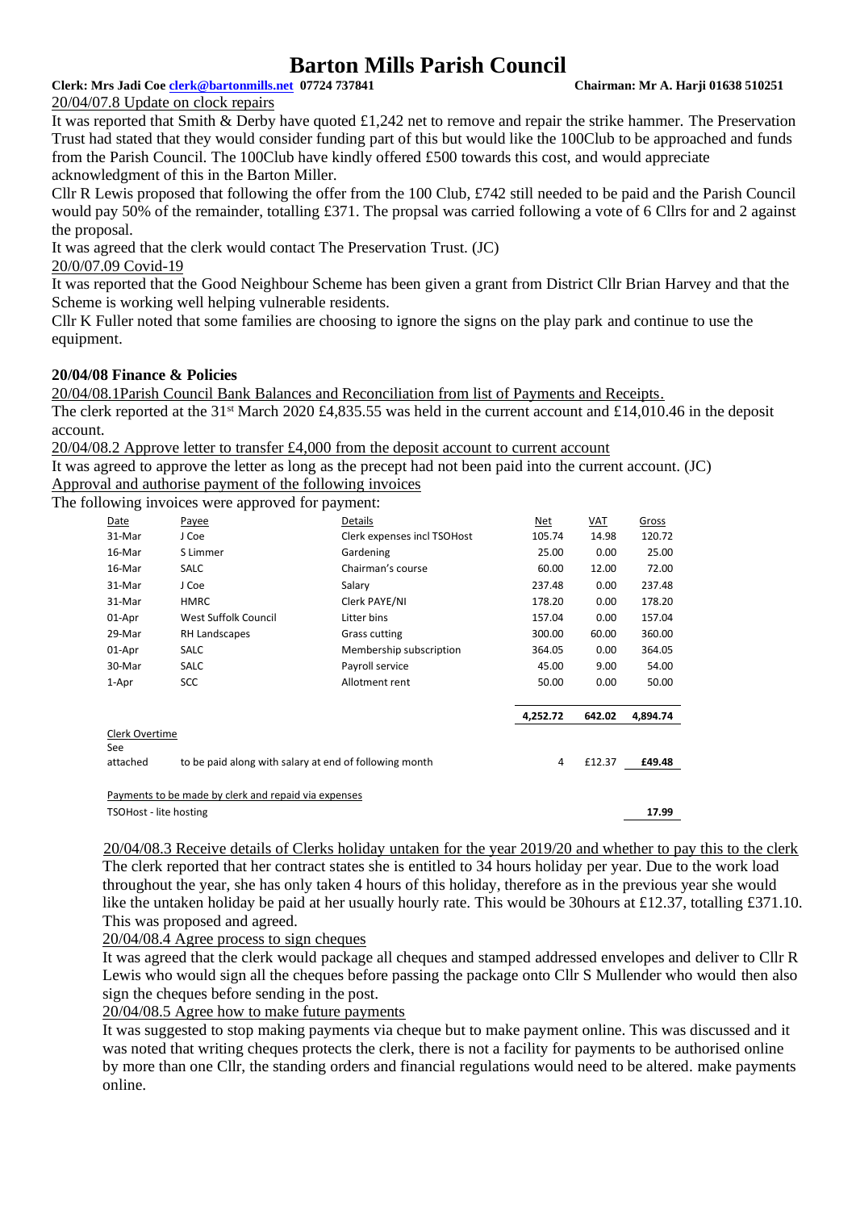# Barton Mills Parish Council

**Clerk: Mrs Jadi Coe clerk@bartonmills.net 07724 737841** **Chairman: Mr A. Harji 01638 510251**

20/04/07.8 Update on clock repairs

It was reported that Smith & Derby have quoted £1,242 net to remove and repair the strike hammer. The Preservation Trust had stated that they would consider funding part of this but would like the 100Club to be approached and funds from the Parish Council. The 100Club have kindly offered £500 towards this cost, and would appreciate acknowledgment of this in the Barton Miller.

Cllr R Lewis proposed that following the offer from the 100 Club, £742 still needed to be paid and the Parish Council would pay 50% of the remainder, totalling £371. The propsal was carried following a vote of 6 Cllrs for and 2 against the proposal.

It was agreed that the clerk would contact The Preservation Trust. (JC)

20/0/07.09 Covid-19

It was reported that the Good Neighbour Scheme has been given a grant from District Cllr Brian Harvey and that the Scheme is working well helping vulnerable residents.

Cllr K Fuller noted that some families are choosing to ignore the signs on the play park and continue to use the equipment.

**20/04/08 Finance & Policies**

20/04/08.1Parish Council Bank Balances and Reconciliation from list of Payments and Receipts.

The clerk reported at the 31st March 2020 £4,835.55 was held in the current account and £14,010.46 in the deposit account.

20/04/08.2 Approve letter to transfer £4,000 from the deposit account to current account

It was agreed to approve the letter as long as the precept had not been paid into the current account. (JC)

Approval and authorise payment of the following invoices

The following invoices were approved for payment:

| Date | Payee | Details | Net | VAT | Gross |
|---|---|---|---|---|---|
| 31-Mar | J Coe | Clerk expenses incl TSOHost | 105.74 | 14.98 | 120.72 |
| 16-Mar | S Limmer | Gardening | 25.00 | 0.00 | 25.00 |
| 16-Mar | SALC | Chairman's course | 60.00 | 12.00 | 72.00 |
| 31-Mar | J Coe | Salary | 237.48 | 0.00 | 237.48 |
| 31-Mar | HMRC | Clerk PAYE/NI | 178.20 | 0.00 | 178.20 |
| 01-Apr | West Suffolk Council | Litter bins | 157.04 | 0.00 | 157.04 |
| 29-Mar | RH Landscapes | Grass cutting | 300.00 | 60.00 | 360.00 |
| 01-Apr | SALC | Membership subscription | 364.05 | 0.00 | 364.05 |
| 30-Mar | SALC | Payroll service | 45.00 | 9.00 | 54.00 |
| 1-Apr | SCC | Allotment rent | 50.00 | 0.00 | 50.00 |
| | | | **4,252.72** | **642.02** | **4,894.74** |
| Clerk Overtime | | | | | |
| See attached | to be paid along with salary at end of following month | | 4 | £12.37 | **£49.48** |
| Payments to be made by clerk and repaid via expenses | | | | | |
| TSOHost - lite hosting | | | | | **17.99** |

20/04/08.3 Receive details of Clerks holiday untaken for the year 2019/20 and whether to pay this to the clerk

The clerk reported that her contract states she is entitled to 34 hours holiday per year. Due to the work load throughout the year, she has only taken 4 hours of this holiday, therefore as in the previous year she would like the untaken holiday be paid at her usually hourly rate. This would be 30hours at £12.37, totalling £371.10. This was proposed and agreed.

20/04/08.4 Agree process to sign cheques

It was agreed that the clerk would package all cheques and stamped addressed envelopes and deliver to Cllr R Lewis who would sign all the cheques before passing the package onto Cllr S Mullender who would then also sign the cheques before sending in the post.

20/04/08.5 Agree how to make future payments

It was suggested to stop making payments via cheque but to make payment online. This was discussed and it was noted that writing cheques protects the clerk, there is not a facility for payments to be authorised online by more than one Cllr, the standing orders and financial regulations would need to be altered. make payments online.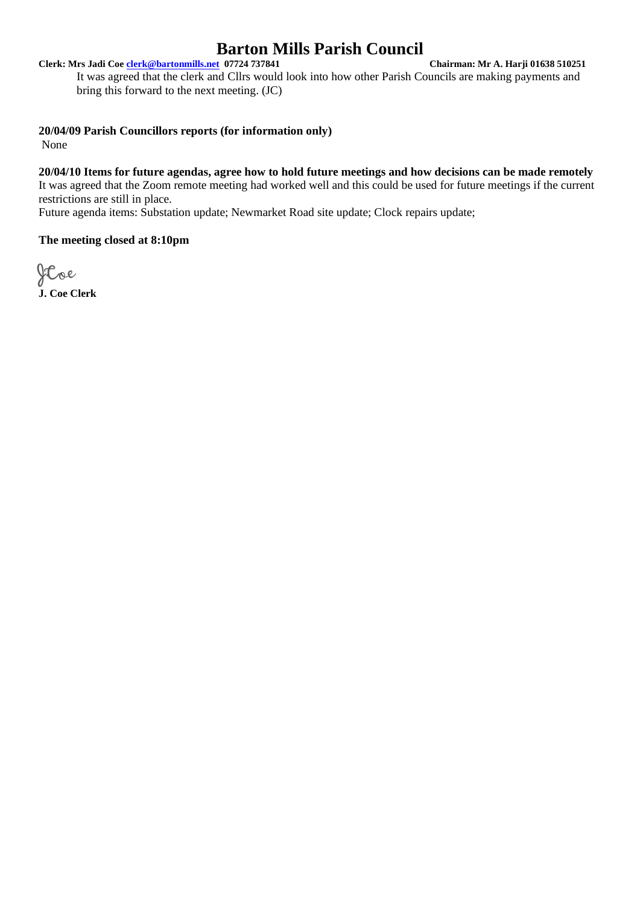It was agreed that the clerk and Cllrs would look into how other Parish Councils are making payments and bring this forward to the next meeting. (JC)

**20/04/09 Parish Councillors reports (for information only)**

None

**20/04/10 Items for future agendas, agree how to hold future meetings and how decisions can be made remotely**

It was agreed that the Zoom remote meeting had worked well and this could be used for future meetings if the current restrictions are still in place.

Future agenda items: Substation update; Newmarket Road site update; Clock repairs update;

**The meeting closed at 8:10pm**

JCoe

**J. Coe Clerk**